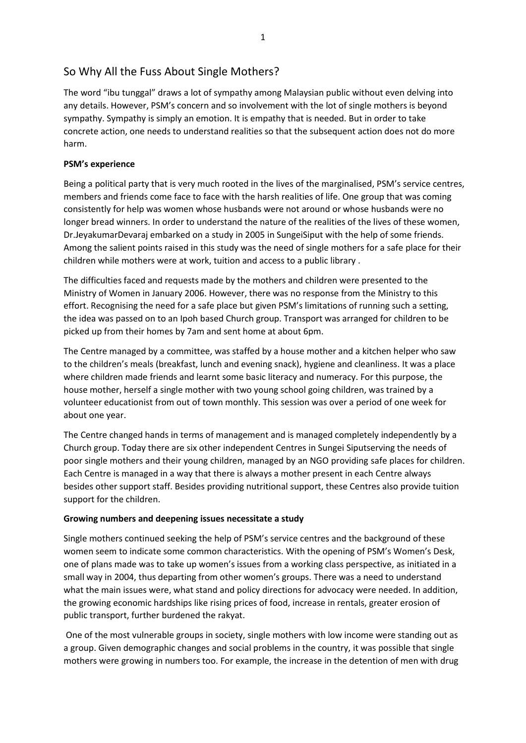# So Why All the Fuss About Single Mothers?

The word "ibu tunggal" draws a lot of sympathy among Malaysian public without even delving into any details. However, PSM's concern and so involvement with the lot of single mothers is beyond sympathy. Sympathy is simply an emotion. It is empathy that is needed. But in order to take concrete action, one needs to understand realities so that the subsequent action does not do more harm.

**PSM's experience**

Being a political party that is very much rooted in the lives of the marginalised, PSM's service centres, members and friends come face to face with the harsh realities of life. One group that was coming consistently for help was women whose husbands were not around or whose husbands were no longer bread winners. In order to understand the nature of the realities of the lives of these women, Dr.JeyakumarDevaraj embarked on a study in 2005 in SungeiSiput with the help of some friends. Among the salient points raised in this study was the need of single mothers for a safe place for their children while mothers were at work, tuition and access to a public library .

The difficulties faced and requests made by the mothers and children were presented to the Ministry of Women in January 2006. However, there was no response from the Ministry to this effort. Recognising the need for a safe place but given PSM's limitations of running such a setting, the idea was passed on to an Ipoh based Church group. Transport was arranged for children to be picked up from their homes by 7am and sent home at about 6pm.

The Centre managed by a committee, was staffed by a house mother and a kitchen helper who saw to the children's meals (breakfast, lunch and evening snack), hygiene and cleanliness. It was a place where children made friends and learnt some basic literacy and numeracy. For this purpose, the house mother, herself a single mother with two young school going children, was trained by a volunteer educationist from out of town monthly. This session was over a period of one week for about one year.

The Centre changed hands in terms of management and is managed completely independently by a Church group. Today there are six other independent Centres in Sungei Siputserving the needs of poor single mothers and their young children, managed by an NGO providing safe places for children. Each Centre is managed in a way that there is always a mother present in each Centre always besides other support staff. Besides providing nutritional support, these Centres also provide tuition support for the children.

**Growing numbers and deepening issues necessitate a study**

Single mothers continued seeking the help of PSM's service centres and the background of these women seem to indicate some common characteristics. With the opening of PSM's Women's Desk, one of plans made was to take up women's issues from a working class perspective, as initiated in a small way in 2004, thus departing from other women's groups. There was a need to understand what the main issues were, what stand and policy directions for advocacy were needed. In addition, the growing economic hardships like rising prices of food, increase in rentals, greater erosion of public transport, further burdened the rakyat.

One of the most vulnerable groups in society, single mothers with low income were standing out as a group. Given demographic changes and social problems in the country, it was possible that single mothers were growing in numbers too. For example, the increase in the detention of men with drug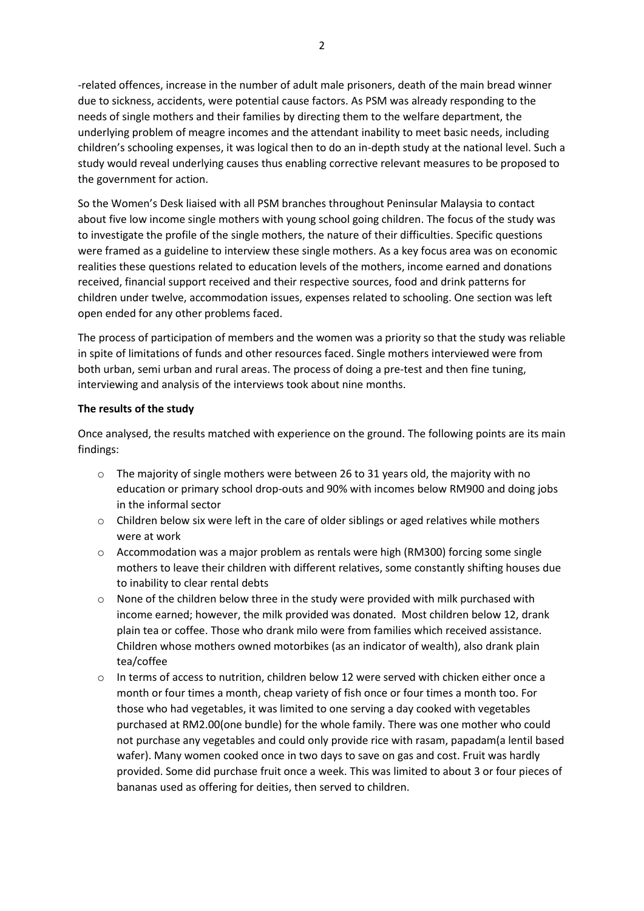-related offences, increase in the number of adult male prisoners, death of the main bread winner due to sickness, accidents, were potential cause factors. As PSM was already responding to the needs of single mothers and their families by directing them to the welfare department, the underlying problem of meagre incomes and the attendant inability to meet basic needs, including children's schooling expenses, it was logical then to do an in-depth study at the national level. Such a study would reveal underlying causes thus enabling corrective relevant measures to be proposed to the government for action.

So the Women's Desk liaised with all PSM branches throughout Peninsular Malaysia to contact about five low income single mothers with young school going children. The focus of the study was to investigate the profile of the single mothers, the nature of their difficulties. Specific questions were framed as a guideline to interview these single mothers. As a key focus area was on economic realities these questions related to education levels of the mothers, income earned and donations received, financial support received and their respective sources, food and drink patterns for children under twelve, accommodation issues, expenses related to schooling. One section was left open ended for any other problems faced.

The process of participation of members and the women was a priority so that the study was reliable in spite of limitations of funds and other resources faced. Single mothers interviewed were from both urban, semi urban and rural areas. The process of doing a pre-test and then fine tuning, interviewing and analysis of the interviews took about nine months.

**The results of the study**

Once analysed, the results matched with experience on the ground. The following points are its main findings:

- The majority of single mothers were between 26 to 31 years old, the majority with no education or primary school drop-outs and 90% with incomes below RM900 and doing jobs in the informal sector
- Children below six were left in the care of older siblings or aged relatives while mothers were at work
- Accommodation was a major problem as rentals were high (RM300) forcing some single mothers to leave their children with different relatives, some constantly shifting houses due to inability to clear rental debts
- None of the children below three in the study were provided with milk purchased with income earned; however, the milk provided was donated. Most children below 12, drank plain tea or coffee. Those who drank milo were from families which received assistance. Children whose mothers owned motorbikes (as an indicator of wealth), also drank plain tea/coffee
- In terms of access to nutrition, children below 12 were served with chicken either once a month or four times a month, cheap variety of fish once or four times a month too. For those who had vegetables, it was limited to one serving a day cooked with vegetables purchased at RM2.00(one bundle) for the whole family. There was one mother who could not purchase any vegetables and could only provide rice with rasam, papadam(a lentil based wafer). Many women cooked once in two days to save on gas and cost. Fruit was hardly provided. Some did purchase fruit once a week. This was limited to about 3 or four pieces of bananas used as offering for deities, then served to children.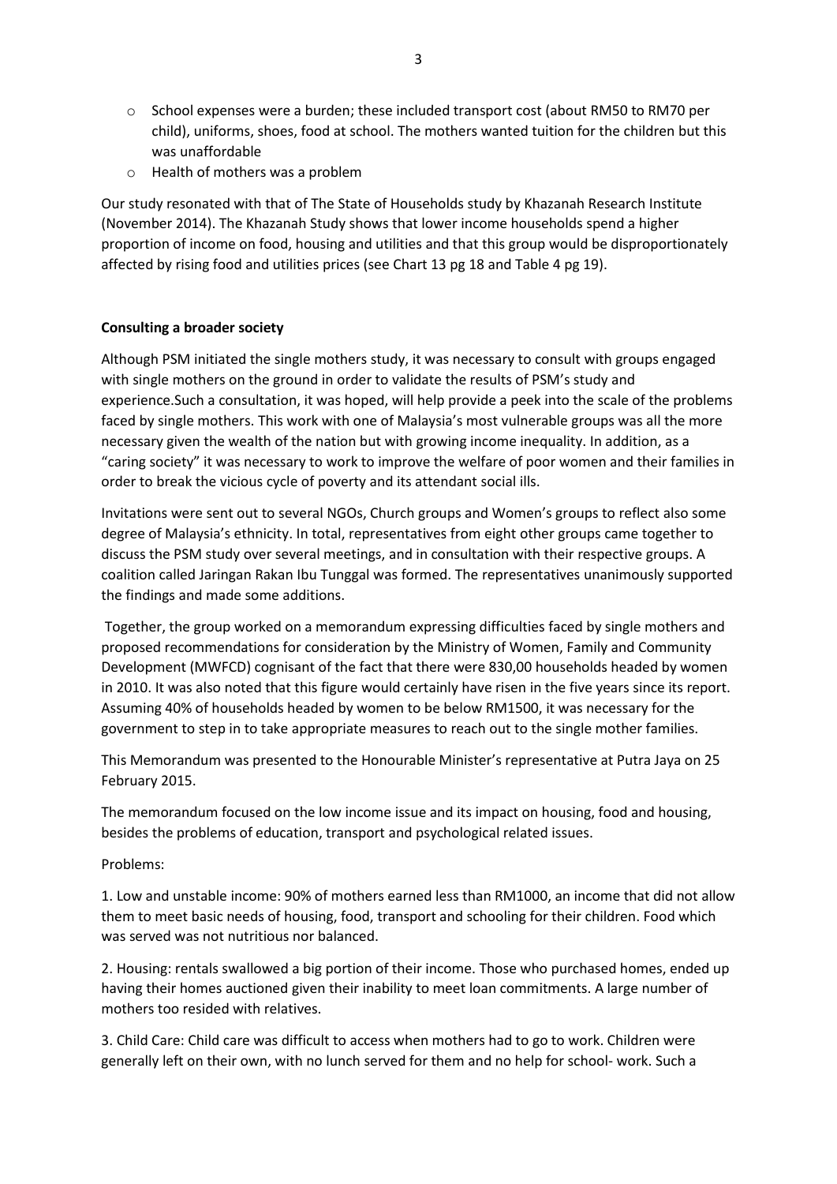- School expenses were a burden; these included transport cost (about RM50 to RM70 per child), uniforms, shoes, food at school. The mothers wanted tuition for the children but this was unaffordable
- Health of mothers was a problem

Our study resonated with that of The State of Households study by Khazanah Research Institute (November 2014). The Khazanah Study shows that lower income households spend a higher proportion of income on food, housing and utilities and that this group would be disproportionately affected by rising food and utilities prices (see Chart 13 pg 18 and Table 4 pg 19).

**Consulting a broader society**

Although PSM initiated the single mothers study, it was necessary to consult with groups engaged with single mothers on the ground in order to validate the results of PSM's study and experience.Such a consultation, it was hoped, will help provide a peek into the scale of the problems faced by single mothers. This work with one of Malaysia's most vulnerable groups was all the more necessary given the wealth of the nation but with growing income inequality. In addition, as a "caring society" it was necessary to work to improve the welfare of poor women and their families in order to break the vicious cycle of poverty and its attendant social ills.

Invitations were sent out to several NGOs, Church groups and Women's groups to reflect also some degree of Malaysia's ethnicity. In total, representatives from eight other groups came together to discuss the PSM study over several meetings, and in consultation with their respective groups. A coalition called Jaringan Rakan Ibu Tunggal was formed. The representatives unanimously supported the findings and made some additions.

Together, the group worked on a memorandum expressing difficulties faced by single mothers and proposed recommendations for consideration by the Ministry of Women, Family and Community Development (MWFCD) cognisant of the fact that there were 830,00 households headed by women in 2010. It was also noted that this figure would certainly have risen in the five years since its report. Assuming 40% of households headed by women to be below RM1500, it was necessary for the government to step in to take appropriate measures to reach out to the single mother families.

This Memorandum was presented to the Honourable Minister's representative at Putra Jaya on 25 February 2015.

The memorandum focused on the low income issue and its impact on housing, food and housing, besides the problems of education, transport and psychological related issues.

Problems:

1. Low and unstable income: 90% of mothers earned less than RM1000, an income that did not allow them to meet basic needs of housing, food, transport and schooling for their children. Food which was served was not nutritious nor balanced.

2. Housing: rentals swallowed a big portion of their income. Those who purchased homes, ended up having their homes auctioned given their inability to meet loan commitments. A large number of mothers too resided with relatives.

3. Child Care: Child care was difficult to access when mothers had to go to work. Children were generally left on their own, with no lunch served for them and no help for school- work. Such a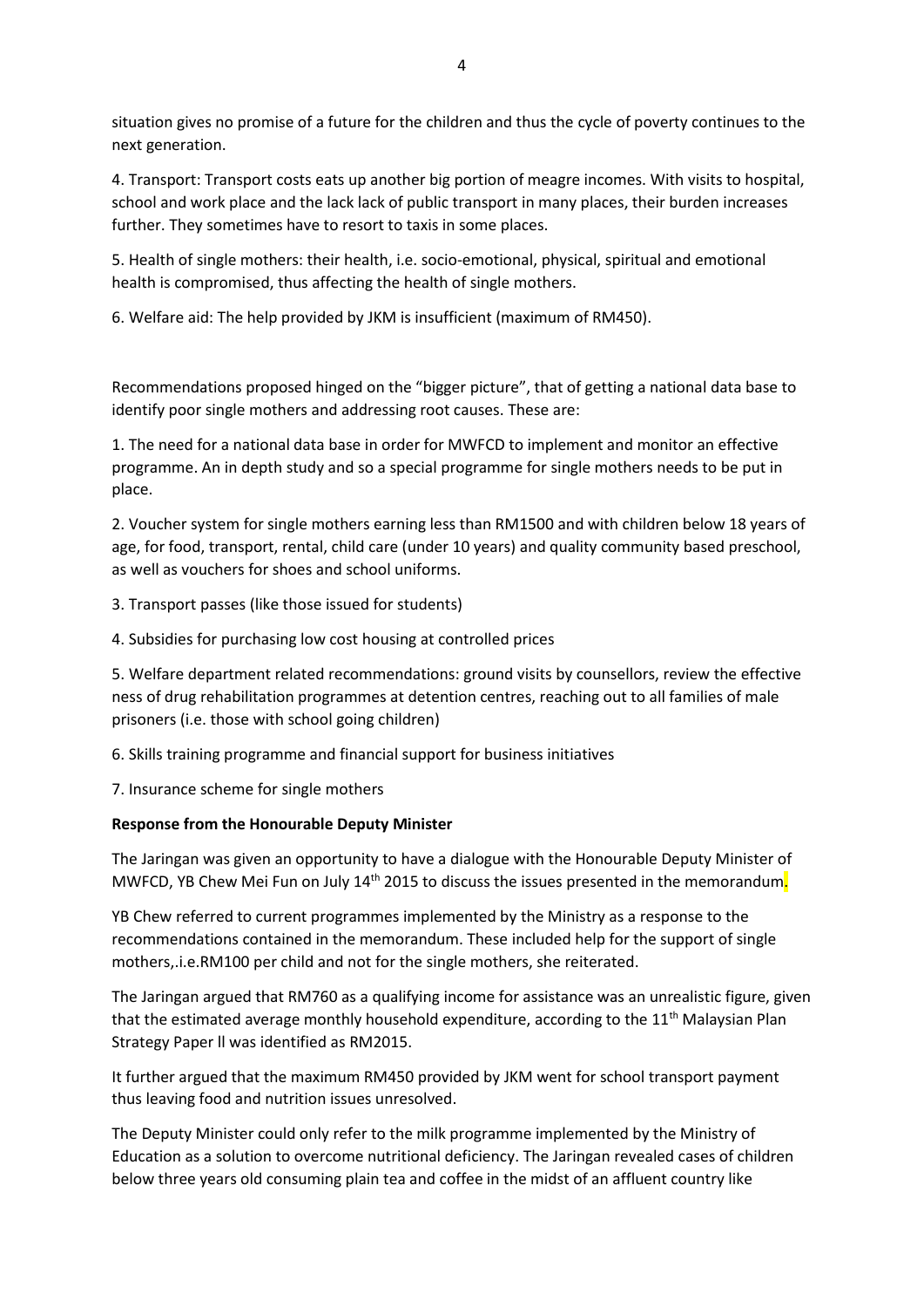situation gives no promise of a future for the children and thus the cycle of poverty continues to the next generation.

4. Transport: Transport costs eats up another big portion of meagre incomes. With visits to hospital, school and work place and the lack lack of public transport in many places, their burden increases further. They sometimes have to resort to taxis in some places.

5. Health of single mothers: their health, i.e. socio-emotional, physical, spiritual and emotional health is compromised, thus affecting the health of single mothers.

6. Welfare aid: The help provided by JKM is insufficient (maximum of RM450).

Recommendations proposed hinged on the "bigger picture", that of getting a national data base to identify poor single mothers and addressing root causes. These are:

1. The need for a national data base in order for MWFCD to implement and monitor an effective programme. An in depth study and so a special programme for single mothers needs to be put in place.

2. Voucher system for single mothers earning less than RM1500 and with children below 18 years of age, for food, transport, rental, child care (under 10 years) and quality community based preschool, as well as vouchers for shoes and school uniforms.

3. Transport passes (like those issued for students)

4. Subsidies for purchasing low cost housing at controlled prices

5. Welfare department related recommendations: ground visits by counsellors, review the effective ness of drug rehabilitation programmes at detention centres, reaching out to all families of male prisoners (i.e. those with school going children)

6. Skills training programme and financial support for business initiatives

7. Insurance scheme for single mothers

**Response from the Honourable Deputy Minister**

The Jaringan was given an opportunity to have a dialogue with the Honourable Deputy Minister of MWFCD, YB Chew Mei Fun on July 14th 2015 to discuss the issues presented in the memorandum.

YB Chew referred to current programmes implemented by the Ministry as a response to the recommendations contained in the memorandum. These included help for the support of single mothers,.i.e.RM100 per child and not for the single mothers, she reiterated.

The Jaringan argued that RM760 as a qualifying income for assistance was an unrealistic figure, given that the estimated average monthly household expenditure, according to the 11th Malaysian Plan Strategy Paper ll was identified as RM2015.

It further argued that the maximum RM450 provided by JKM went for school transport payment thus leaving food and nutrition issues unresolved.

The Deputy Minister could only refer to the milk programme implemented by the Ministry of Education as a solution to overcome nutritional deficiency. The Jaringan revealed cases of children below three years old consuming plain tea and coffee in the midst of an affluent country like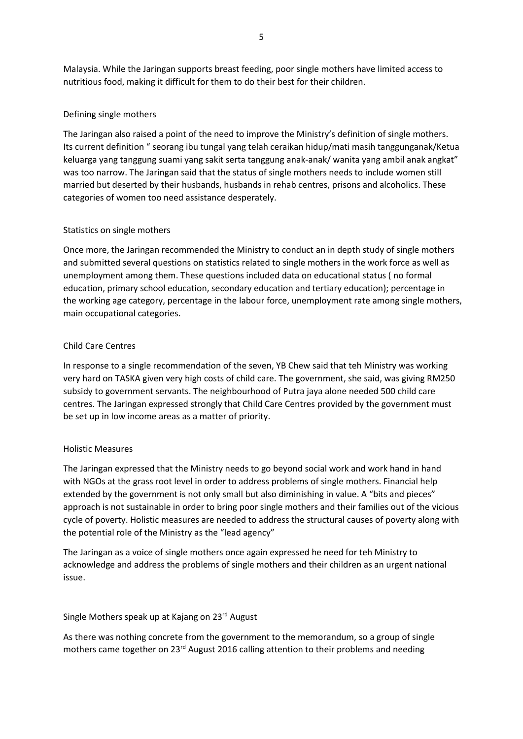Malaysia. While the Jaringan supports breast feeding, poor single mothers have limited access to nutritious food, making it difficult for them to do their best for their children.

### Defining single mothers

The Jaringan also raised a point of the need to improve the Ministry's definition of single mothers. Its current definition " seorang ibu tungal yang telah ceraikan hidup/mati masih tanggunganak/Ketua keluarga yang tanggung suami yang sakit serta tanggung anak-anak/ wanita yang ambil anak angkat" was too narrow. The Jaringan said that the status of single mothers needs to include women still married but deserted by their husbands, husbands in rehab centres, prisons and alcoholics. These categories of women too need assistance desperately.

### Statistics on single mothers

Once more, the Jaringan recommended the Ministry to conduct an in depth study of single mothers and submitted several questions on statistics related to single mothers in the work force as well as unemployment among them. These questions included data on educational status ( no formal education, primary school education, secondary education and tertiary education); percentage in the working age category, percentage in the labour force, unemployment rate among single mothers, main occupational categories.

### Child Care Centres

In response to a single recommendation of the seven, YB Chew said that teh Ministry was working very hard on TASKA given very high costs of child care. The government, she said, was giving RM250 subsidy to government servants. The neighbourhood of Putra jaya alone needed 500 child care centres. The Jaringan expressed strongly that Child Care Centres provided by the government must be set up in low income areas as a matter of priority.

### Holistic Measures

The Jaringan expressed that the Ministry needs to go beyond social work and work hand in hand with NGOs at the grass root level in order to address problems of single mothers. Financial help extended by the government is not only small but also diminishing in value. A "bits and pieces" approach is not sustainable in order to bring poor single mothers and their families out of the vicious cycle of poverty. Holistic measures are needed to address the structural causes of poverty along with the potential role of the Ministry as the "lead agency"

The Jaringan as a voice of single mothers once again expressed he need for teh Ministry to acknowledge and address the problems of single mothers and their children as an urgent national issue.

### Single Mothers speak up at Kajang on 23rd August

As there was nothing concrete from the government to the memorandum, so a group of single mothers came together on 23rd August 2016 calling attention to their problems and needing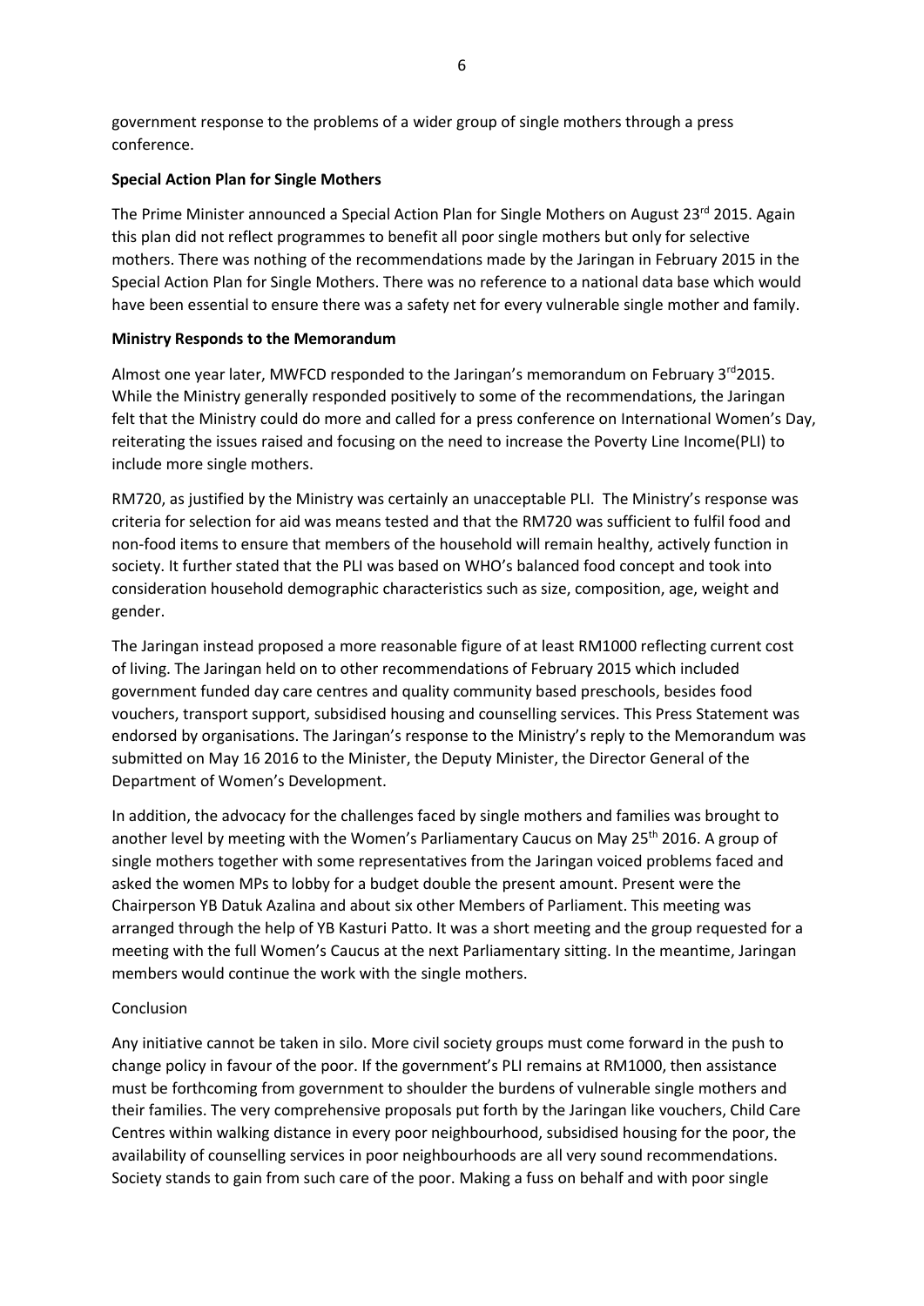government response to the problems of a wider group of single mothers through a press conference.

**Special Action Plan for Single Mothers**

The Prime Minister announced a Special Action Plan for Single Mothers on August 23rd 2015. Again this plan did not reflect programmes to benefit all poor single mothers but only for selective mothers. There was nothing of the recommendations made by the Jaringan in February 2015 in the Special Action Plan for Single Mothers. There was no reference to a national data base which would have been essential to ensure there was a safety net for every vulnerable single mother and family.

**Ministry Responds to the Memorandum**

Almost one year later, MWFCD responded to the Jaringan's memorandum on February 3rd2015. While the Ministry generally responded positively to some of the recommendations, the Jaringan felt that the Ministry could do more and called for a press conference on International Women's Day, reiterating the issues raised and focusing on the need to increase the Poverty Line Income(PLI) to include more single mothers.

RM720, as justified by the Ministry was certainly an unacceptable PLI. The Ministry's response was criteria for selection for aid was means tested and that the RM720 was sufficient to fulfil food and non-food items to ensure that members of the household will remain healthy, actively function in society. It further stated that the PLI was based on WHO's balanced food concept and took into consideration household demographic characteristics such as size, composition, age, weight and gender.

The Jaringan instead proposed a more reasonable figure of at least RM1000 reflecting current cost of living. The Jaringan held on to other recommendations of February 2015 which included government funded day care centres and quality community based preschools, besides food vouchers, transport support, subsidised housing and counselling services. This Press Statement was endorsed by organisations. The Jaringan's response to the Ministry's reply to the Memorandum was submitted on May 16 2016 to the Minister, the Deputy Minister, the Director General of the Department of Women's Development.

In addition, the advocacy for the challenges faced by single mothers and families was brought to another level by meeting with the Women's Parliamentary Caucus on May 25th 2016. A group of single mothers together with some representatives from the Jaringan voiced problems faced and asked the women MPs to lobby for a budget double the present amount. Present were the Chairperson YB Datuk Azalina and about six other Members of Parliament. This meeting was arranged through the help of YB Kasturi Patto. It was a short meeting and the group requested for a meeting with the full Women's Caucus at the next Parliamentary sitting. In the meantime, Jaringan members would continue the work with the single mothers.

Conclusion

Any initiative cannot be taken in silo. More civil society groups must come forward in the push to change policy in favour of the poor. If the government's PLI remains at RM1000, then assistance must be forthcoming from government to shoulder the burdens of vulnerable single mothers and their families. The very comprehensive proposals put forth by the Jaringan like vouchers, Child Care Centres within walking distance in every poor neighbourhood, subsidised housing for the poor, the availability of counselling services in poor neighbourhoods are all very sound recommendations. Society stands to gain from such care of the poor. Making a fuss on behalf and with poor single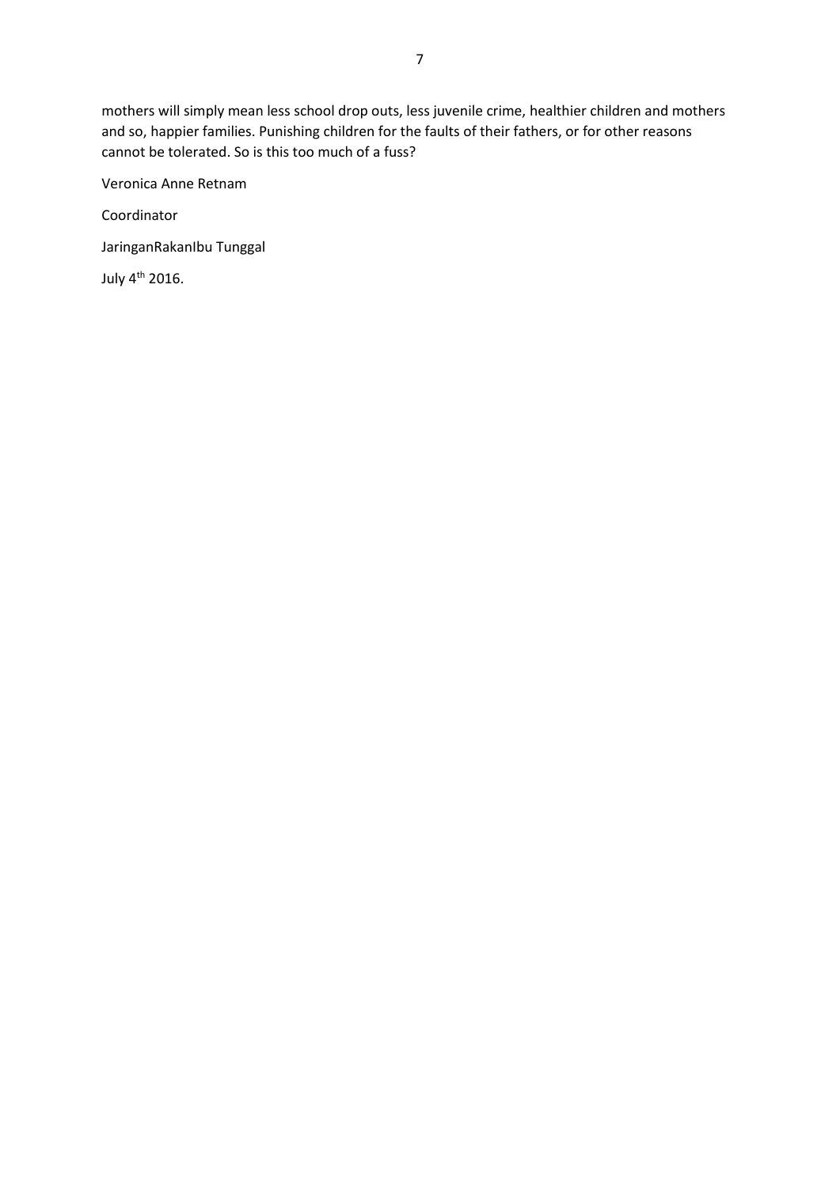mothers will simply mean less school drop outs, less juvenile crime, healthier children and mothers and so, happier families. Punishing children for the faults of their fathers, or for other reasons cannot be tolerated. So is this too much of a fuss?

Veronica Anne Retnam

Coordinator

JaringanRakanIbu Tunggal

July 4th 2016.